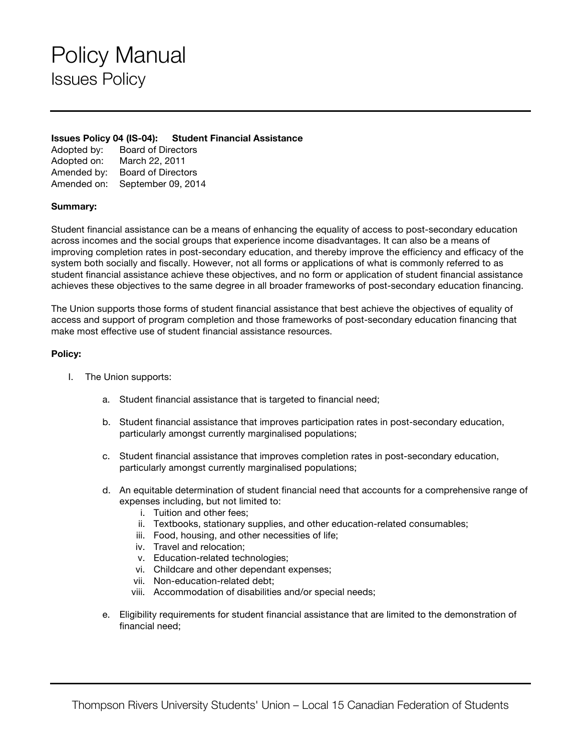# Policy Manual

## Issues Policy

**Issues Policy 04 (IS-04): Student Financial Assistance**

Adopted by: Board of Directors
Adopted on: March 22, 2011
Amended by: Board of Directors
Amended on: September 09, 2014

**Summary:**

Student financial assistance can be a means of enhancing the equality of access to post-secondary education across incomes and the social groups that experience income disadvantages. It can also be a means of improving completion rates in post-secondary education, and thereby improve the efficiency and efficacy of the system both socially and fiscally. However, not all forms or applications of what is commonly referred to as student financial assistance achieve these objectives, and no form or application of student financial assistance achieves these objectives to the same degree in all broader frameworks of post-secondary education financing.

The Union supports those forms of student financial assistance that best achieve the objectives of equality of access and support of program completion and those frameworks of post-secondary education financing that make most effective use of student financial assistance resources.

**Policy:**

I. The Union supports:

   a. Student financial assistance that is targeted to financial need;

   b. Student financial assistance that improves participation rates in post-secondary education, particularly amongst currently marginalised populations;

   c. Student financial assistance that improves completion rates in post-secondary education, particularly amongst currently marginalised populations;

   d. An equitable determination of student financial need that accounts for a comprehensive range of expenses including, but not limited to:
      i. Tuition and other fees;
      ii. Textbooks, stationary supplies, and other education-related consumables;
      iii. Food, housing, and other necessities of life;
      iv. Travel and relocation;
      v. Education-related technologies;
      vi. Childcare and other dependant expenses;
      vii. Non-education-related debt;
      viii. Accommodation of disabilities and/or special needs;

   e. Eligibility requirements for student financial assistance that are limited to the demonstration of financial need;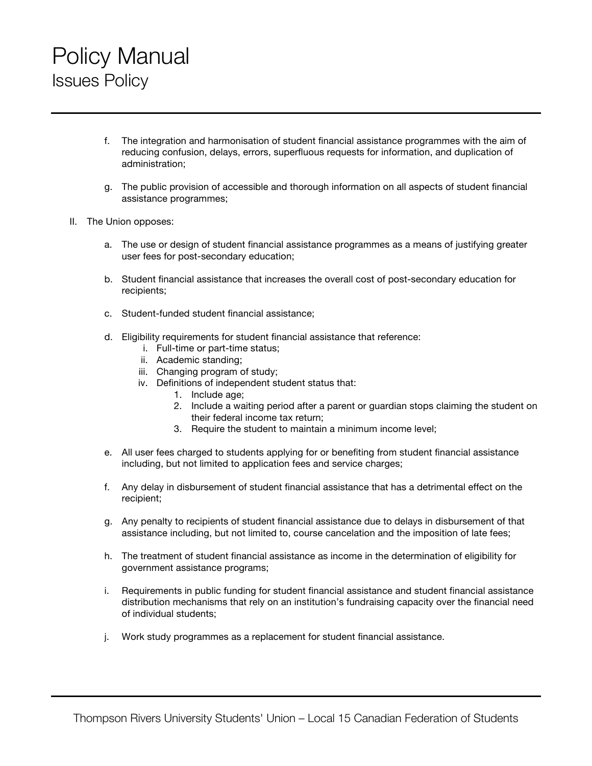f. The integration and harmonisation of student financial assistance programmes with the aim of reducing confusion, delays, errors, superfluous requests for information, and duplication of administration;

g. The public provision of accessible and thorough information on all aspects of student financial assistance programmes;

II. The Union opposes:

   a. The use or design of student financial assistance programmes as a means of justifying greater user fees for post-secondary education;

   b. Student financial assistance that increases the overall cost of post-secondary education for recipients;

   c. Student-funded student financial assistance;

   d. Eligibility requirements for student financial assistance that reference:
      i. Full-time or part-time status;
      ii. Academic standing;
      iii. Changing program of study;
      iv. Definitions of independent student status that:
         1. Include age;
         2. Include a waiting period after a parent or guardian stops claiming the student on their federal income tax return;
         3. Require the student to maintain a minimum income level;

   e. All user fees charged to students applying for or benefiting from student financial assistance including, but not limited to application fees and service charges;

   f. Any delay in disbursement of student financial assistance that has a detrimental effect on the recipient;

   g. Any penalty to recipients of student financial assistance due to delays in disbursement of that assistance including, but not limited to, course cancelation and the imposition of late fees;

   h. The treatment of student financial assistance as income in the determination of eligibility for government assistance programs;

   i. Requirements in public funding for student financial assistance and student financial assistance distribution mechanisms that rely on an institution's fundraising capacity over the financial need of individual students;

   j. Work study programmes as a replacement for student financial assistance.